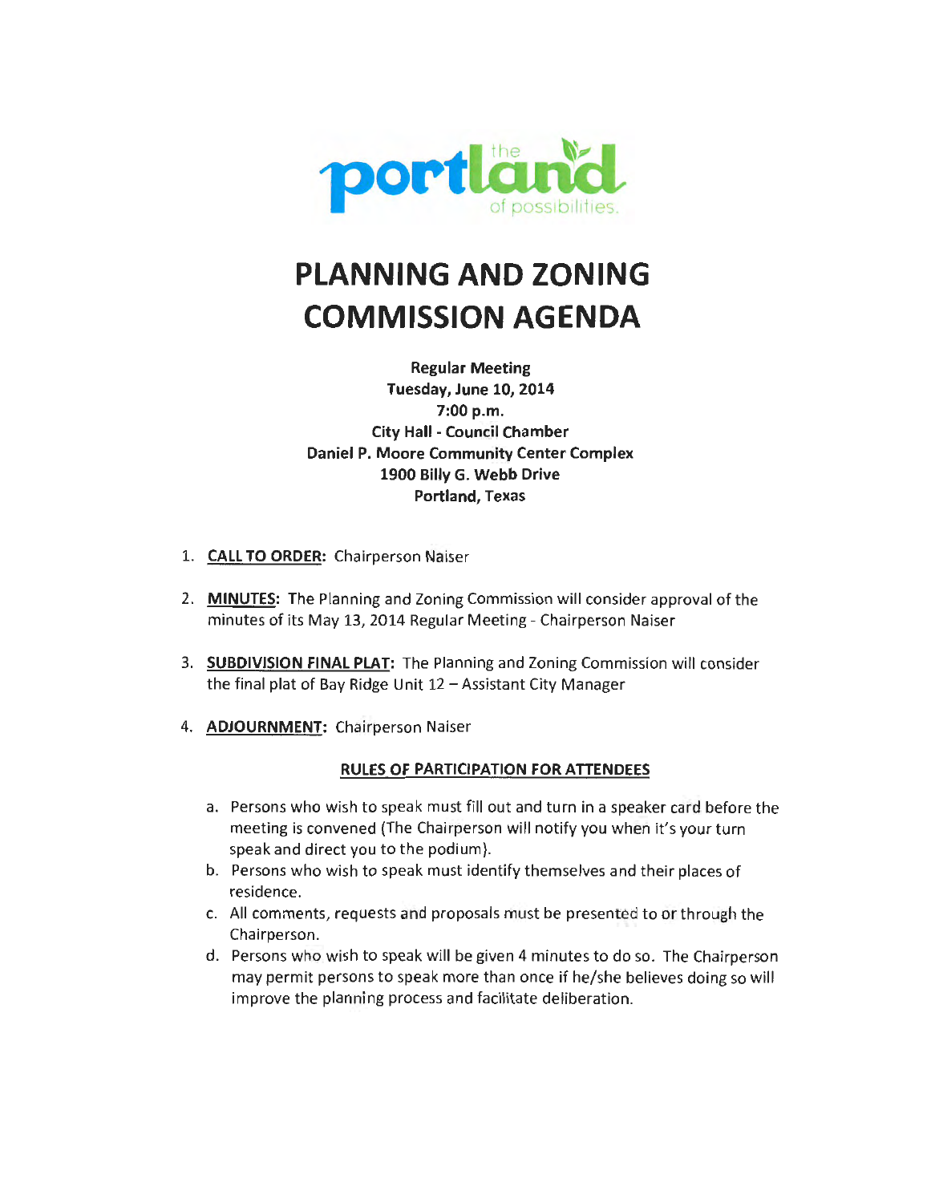the portland of possibilities.

# PLANNING AND ZONING COMMISSION AGENDA

**Regular Meeting**
**Tuesday, June 10, 2014**
**7:00 p.m.**
**City Hall - Council Chamber**
**Daniel P. Moore Community Center Complex**
**1900 Billy G. Webb Drive**
**Portland, Texas**

1. **CALL TO ORDER:** Chairperson Naiser

2. **MINUTES:** The Planning and Zoning Commission will consider approval of the minutes of its May 13, 2014 Regular Meeting - Chairperson Naiser

3. **SUBDIVISION FINAL PLAT:** The Planning and Zoning Commission will consider the final plat of Bay Ridge Unit 12 – Assistant City Manager

4. **ADJOURNMENT:** Chairperson Naiser

**RULES OF PARTICIPATION FOR ATTENDEES**

a. Persons who wish to speak must fill out and turn in a speaker card before the meeting is convened (The Chairperson will notify you when it's your turn speak and direct you to the podium).
b. Persons who wish to speak must identify themselves and their places of residence.
c. All comments, requests and proposals must be presented to or through the Chairperson.
d. Persons who wish to speak will be given 4 minutes to do so. The Chairperson may permit persons to speak more than once if he/she believes doing so will improve the planning process and facilitate deliberation.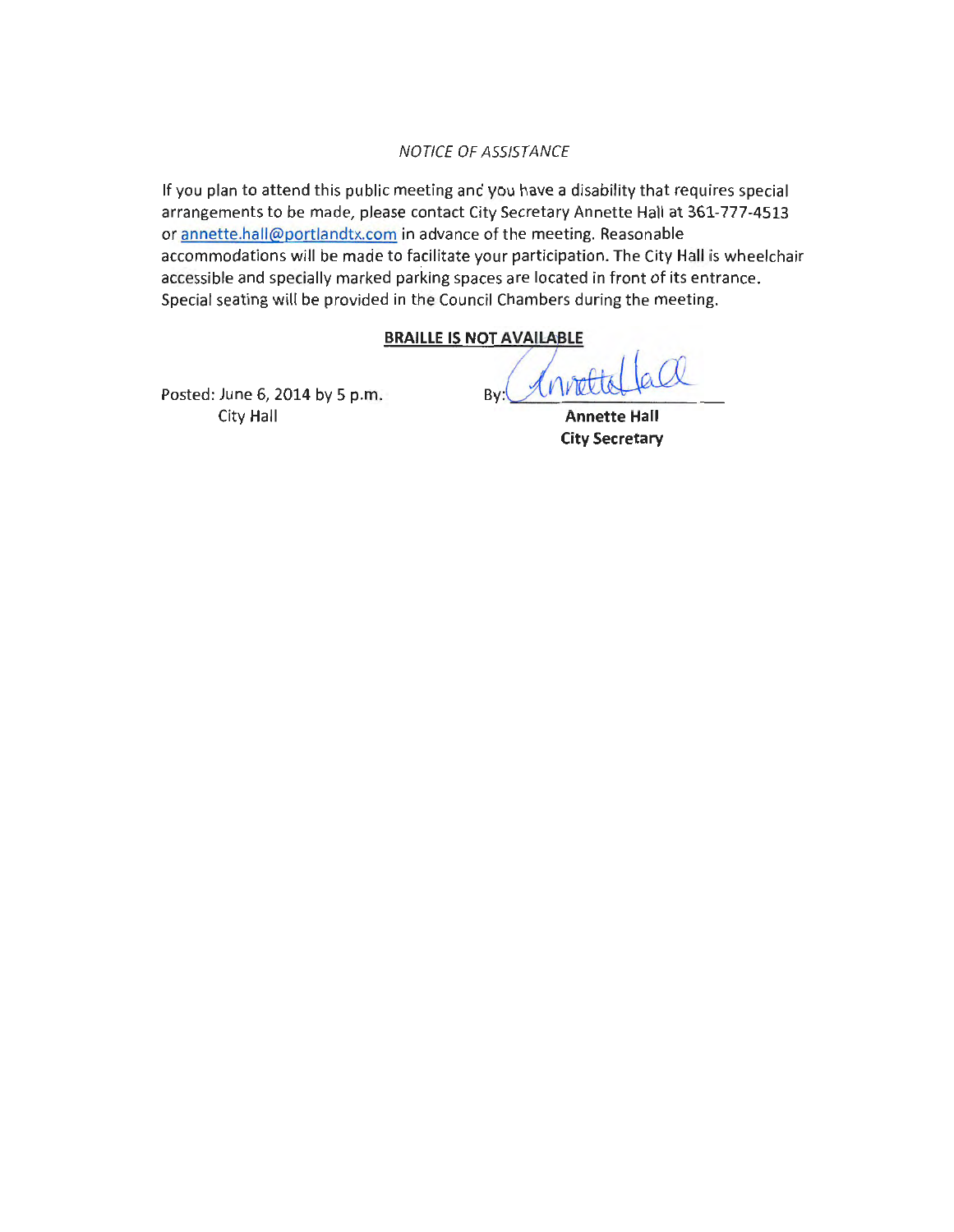*NOTICE OF ASSISTANCE*

If you plan to attend this public meeting and you have a disability that requires special arrangements to be made, please contact City Secretary Annette Hall at 361-777-4513 or annette.hall@portlandtx.com in advance of the meeting. Reasonable accommodations will be made to facilitate your participation. The City Hall is wheelchair accessible and specially marked parking spaces are located in front of its entrance. Special seating will be provided in the Council Chambers during the meeting.

**BRAILLE IS NOT AVAILABLE**

Posted: June 6, 2014 by 5 p.m.
City Hall

By: Annette Hall

**Annette Hall**
**City Secretary**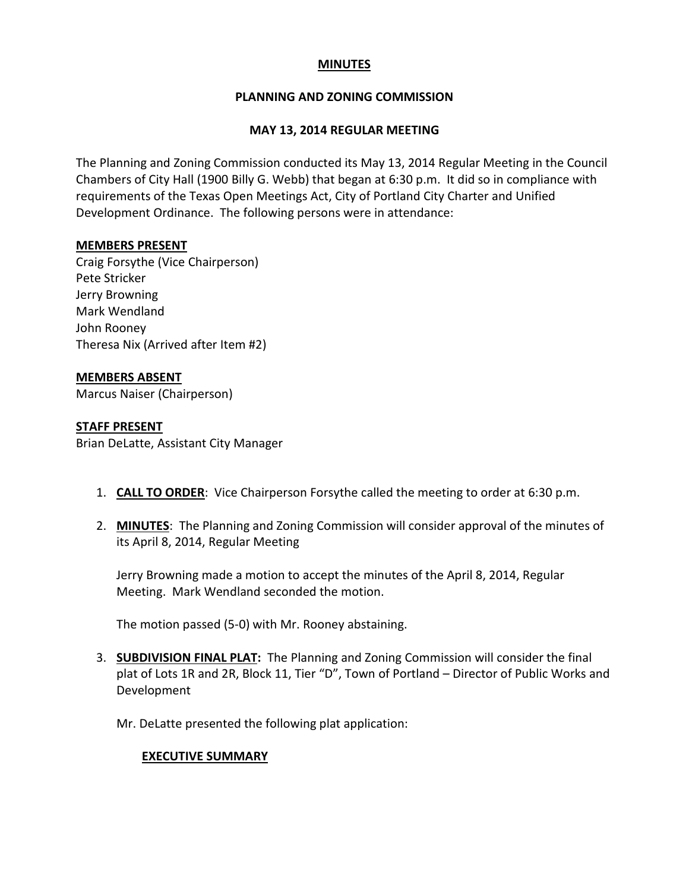# MINUTES

## PLANNING AND ZONING COMMISSION

## MAY 13, 2014 REGULAR MEETING

The Planning and Zoning Commission conducted its May 13, 2014 Regular Meeting in the Council Chambers of City Hall (1900 Billy G. Webb) that began at 6:30 p.m. It did so in compliance with requirements of the Texas Open Meetings Act, City of Portland City Charter and Unified Development Ordinance. The following persons were in attendance:

**MEMBERS PRESENT**

Craig Forsythe (Vice Chairperson)
Pete Stricker
Jerry Browning
Mark Wendland
John Rooney
Theresa Nix (Arrived after Item #2)

**MEMBERS ABSENT**

Marcus Naiser (Chairperson)

**STAFF PRESENT**

Brian DeLatte, Assistant City Manager

1. **CALL TO ORDER**: Vice Chairperson Forsythe called the meeting to order at 6:30 p.m.

2. **MINUTES**: The Planning and Zoning Commission will consider approval of the minutes of its April 8, 2014, Regular Meeting

   Jerry Browning made a motion to accept the minutes of the April 8, 2014, Regular Meeting. Mark Wendland seconded the motion.

   The motion passed (5-0) with Mr. Rooney abstaining.

3. **SUBDIVISION FINAL PLAT:** The Planning and Zoning Commission will consider the final plat of Lots 1R and 2R, Block 11, Tier "D", Town of Portland – Director of Public Works and Development

   Mr. DeLatte presented the following plat application:

   **EXECUTIVE SUMMARY**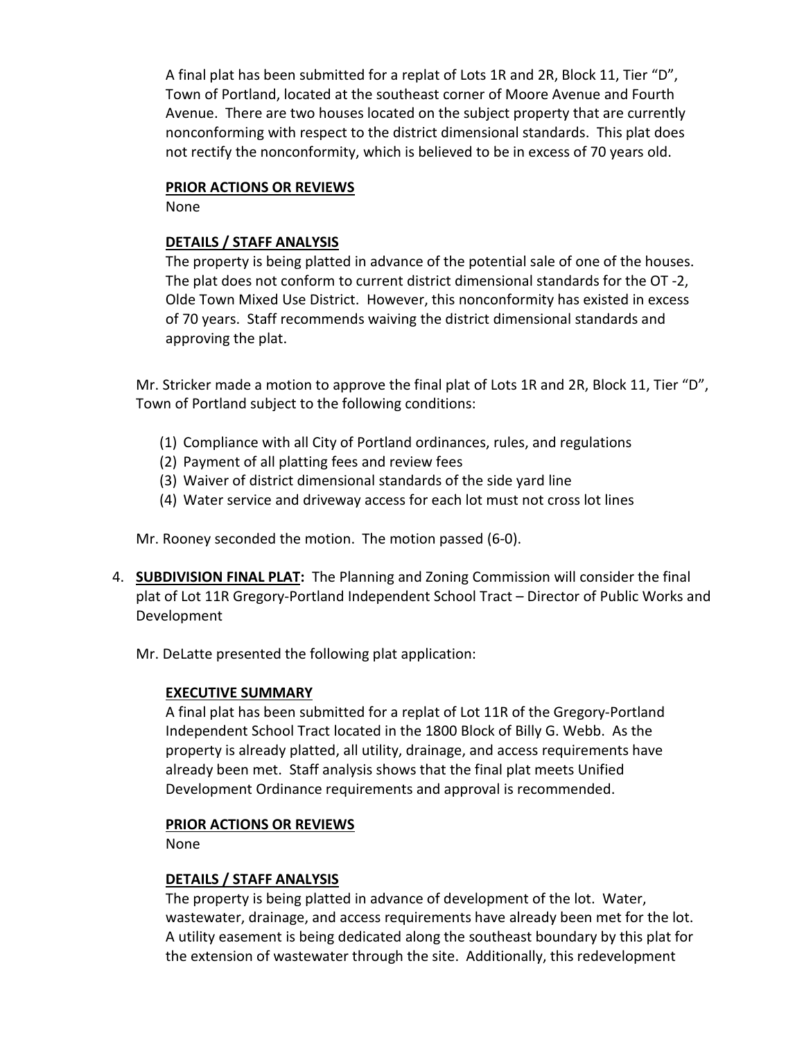A final plat has been submitted for a replat of Lots 1R and 2R, Block 11, Tier "D", Town of Portland, located at the southeast corner of Moore Avenue and Fourth Avenue. There are two houses located on the subject property that are currently nonconforming with respect to the district dimensional standards. This plat does not rectify the nonconformity, which is believed to be in excess of 70 years old.

**PRIOR ACTIONS OR REVIEWS**

None

**DETAILS / STAFF ANALYSIS**

The property is being platted in advance of the potential sale of one of the houses. The plat does not conform to current district dimensional standards for the OT -2, Olde Town Mixed Use District. However, this nonconformity has existed in excess of 70 years. Staff recommends waiving the district dimensional standards and approving the plat.

Mr. Stricker made a motion to approve the final plat of Lots 1R and 2R, Block 11, Tier "D", Town of Portland subject to the following conditions:

(1) Compliance with all City of Portland ordinances, rules, and regulations
(2) Payment of all platting fees and review fees
(3) Waiver of district dimensional standards of the side yard line
(4) Water service and driveway access for each lot must not cross lot lines

Mr. Rooney seconded the motion. The motion passed (6-0).

4. **SUBDIVISION FINAL PLAT:** The Planning and Zoning Commission will consider the final plat of Lot 11R Gregory-Portland Independent School Tract – Director of Public Works and Development

   Mr. DeLatte presented the following plat application:

   **EXECUTIVE SUMMARY**

   A final plat has been submitted for a replat of Lot 11R of the Gregory-Portland Independent School Tract located in the 1800 Block of Billy G. Webb. As the property is already platted, all utility, drainage, and access requirements have already been met. Staff analysis shows that the final plat meets Unified Development Ordinance requirements and approval is recommended.

   **PRIOR ACTIONS OR REVIEWS**

   None

   **DETAILS / STAFF ANALYSIS**

   The property is being platted in advance of development of the lot. Water, wastewater, drainage, and access requirements have already been met for the lot. A utility easement is being dedicated along the southeast boundary by this plat for the extension of wastewater through the site. Additionally, this redevelopment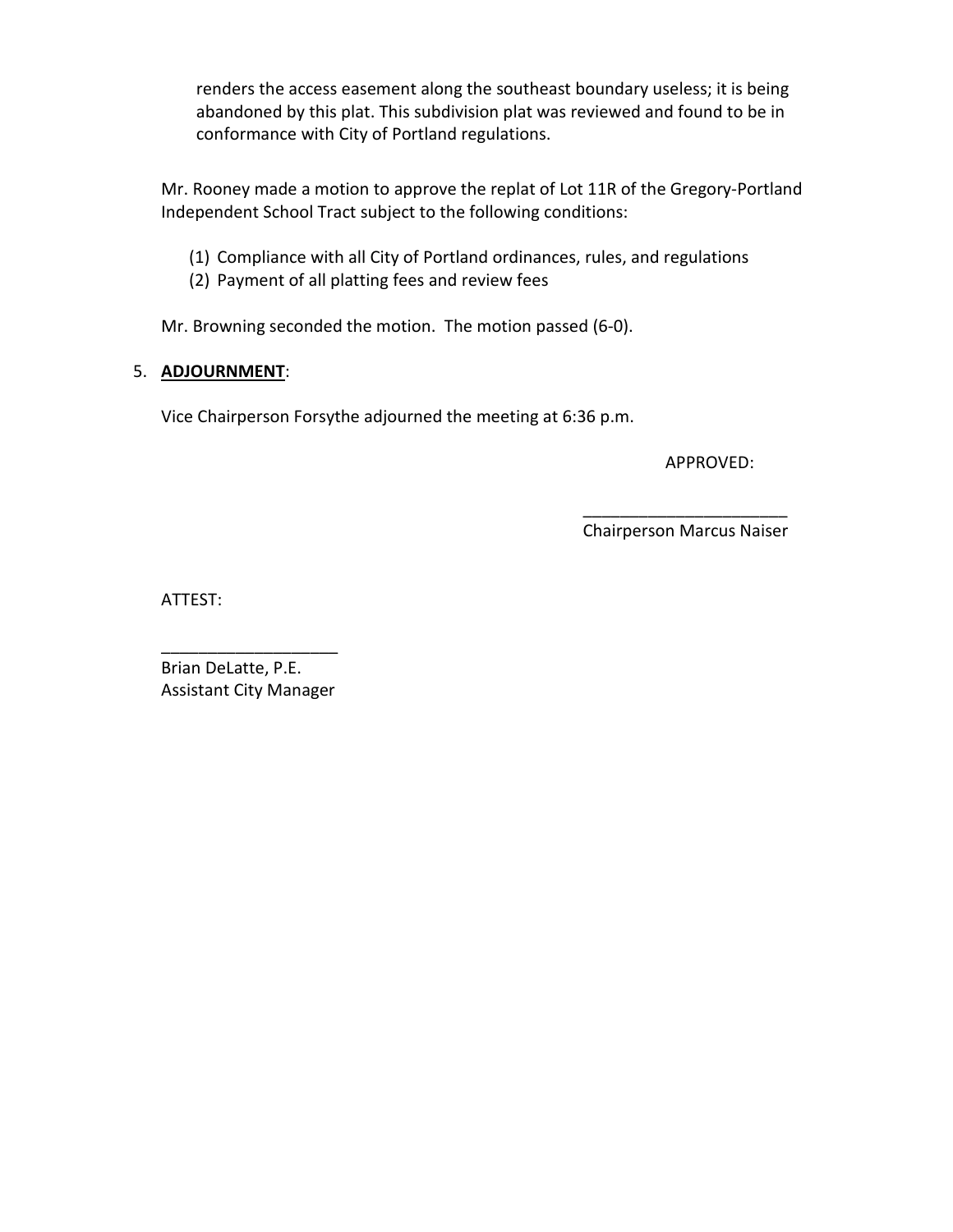renders the access easement along the southeast boundary useless; it is being abandoned by this plat. This subdivision plat was reviewed and found to be in conformance with City of Portland regulations.

Mr. Rooney made a motion to approve the replat of Lot 11R of the Gregory-Portland Independent School Tract subject to the following conditions:

(1) Compliance with all City of Portland ordinances, rules, and regulations
(2) Payment of all platting fees and review fees

Mr. Browning seconded the motion. The motion passed (6-0).

5. **ADJOURNMENT**:

Vice Chairperson Forsythe adjourned the meeting at 6:36 p.m.

APPROVED:

______________________
Chairperson Marcus Naiser

ATTEST:

___________________
Brian DeLatte, P.E.
Assistant City Manager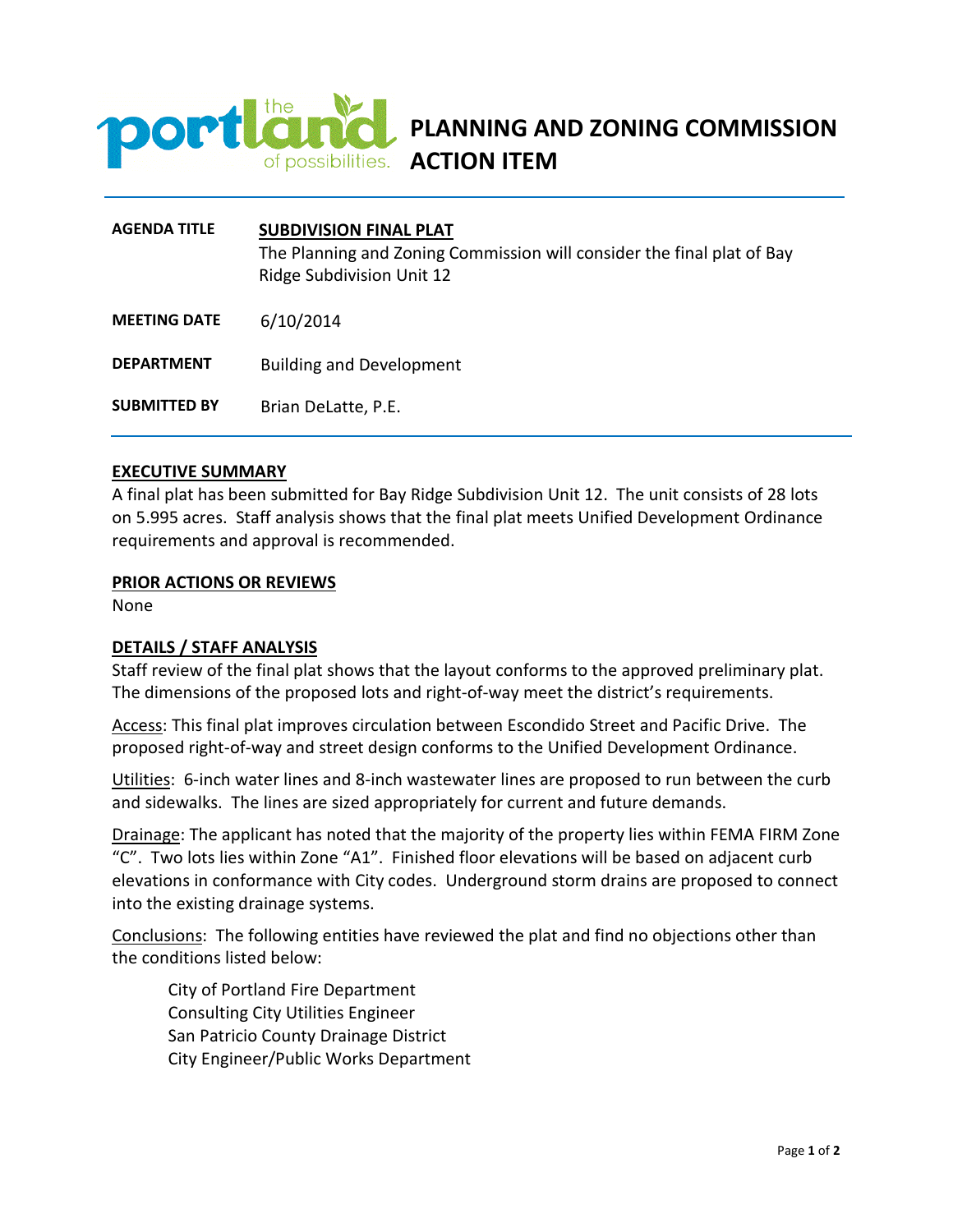# PLANNING AND ZONING COMMISSION ACTION ITEM

| | |
|---|---|
| **AGENDA TITLE** | **SUBDIVISION FINAL PLAT**<br>The Planning and Zoning Commission will consider the final plat of Bay Ridge Subdivision Unit 12 |
| **MEETING DATE** | 6/10/2014 |
| **DEPARTMENT** | Building and Development |
| **SUBMITTED BY** | Brian DeLatte, P.E. |

## EXECUTIVE SUMMARY

A final plat has been submitted for Bay Ridge Subdivision Unit 12. The unit consists of 28 lots on 5.995 acres. Staff analysis shows that the final plat meets Unified Development Ordinance requirements and approval is recommended.

## PRIOR ACTIONS OR REVIEWS

None

## DETAILS / STAFF ANALYSIS

Staff review of the final plat shows that the layout conforms to the approved preliminary plat. The dimensions of the proposed lots and right-of-way meet the district's requirements.

Access: This final plat improves circulation between Escondido Street and Pacific Drive. The proposed right-of-way and street design conforms to the Unified Development Ordinance.

Utilities: 6-inch water lines and 8-inch wastewater lines are proposed to run between the curb and sidewalks. The lines are sized appropriately for current and future demands.

Drainage: The applicant has noted that the majority of the property lies within FEMA FIRM Zone "C". Two lots lies within Zone "A1". Finished floor elevations will be based on adjacent curb elevations in conformance with City codes. Underground storm drains are proposed to connect into the existing drainage systems.

Conclusions: The following entities have reviewed the plat and find no objections other than the conditions listed below:

- City of Portland Fire Department
- Consulting City Utilities Engineer
- San Patricio County Drainage District
- City Engineer/Public Works Department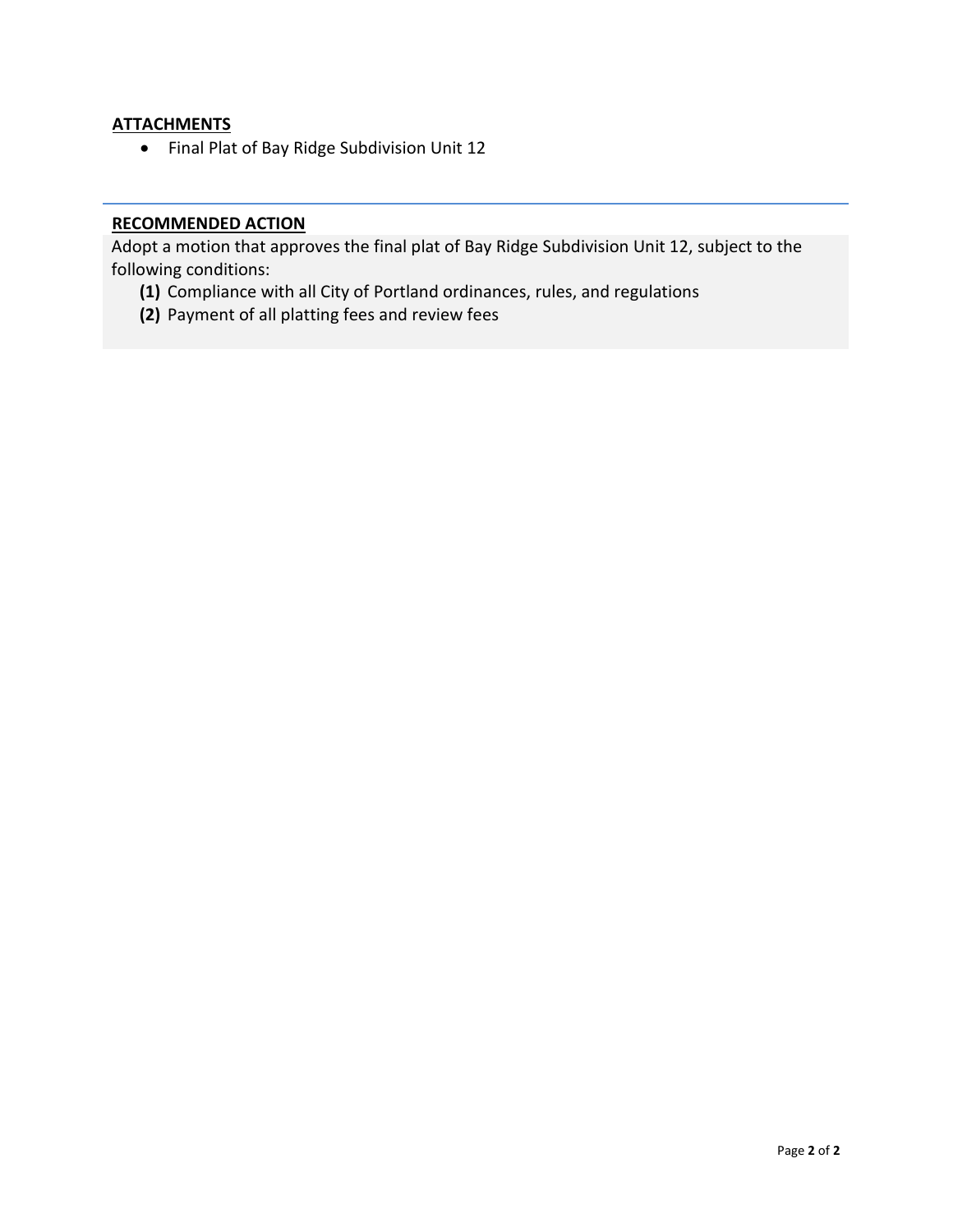**ATTACHMENTS**

- Final Plat of Bay Ridge Subdivision Unit 12

---

**RECOMMENDED ACTION**

Adopt a motion that approves the final plat of Bay Ridge Subdivision Unit 12, subject to the following conditions:

**(1)** Compliance with all City of Portland ordinances, rules, and regulations

**(2)** Payment of all platting fees and review fees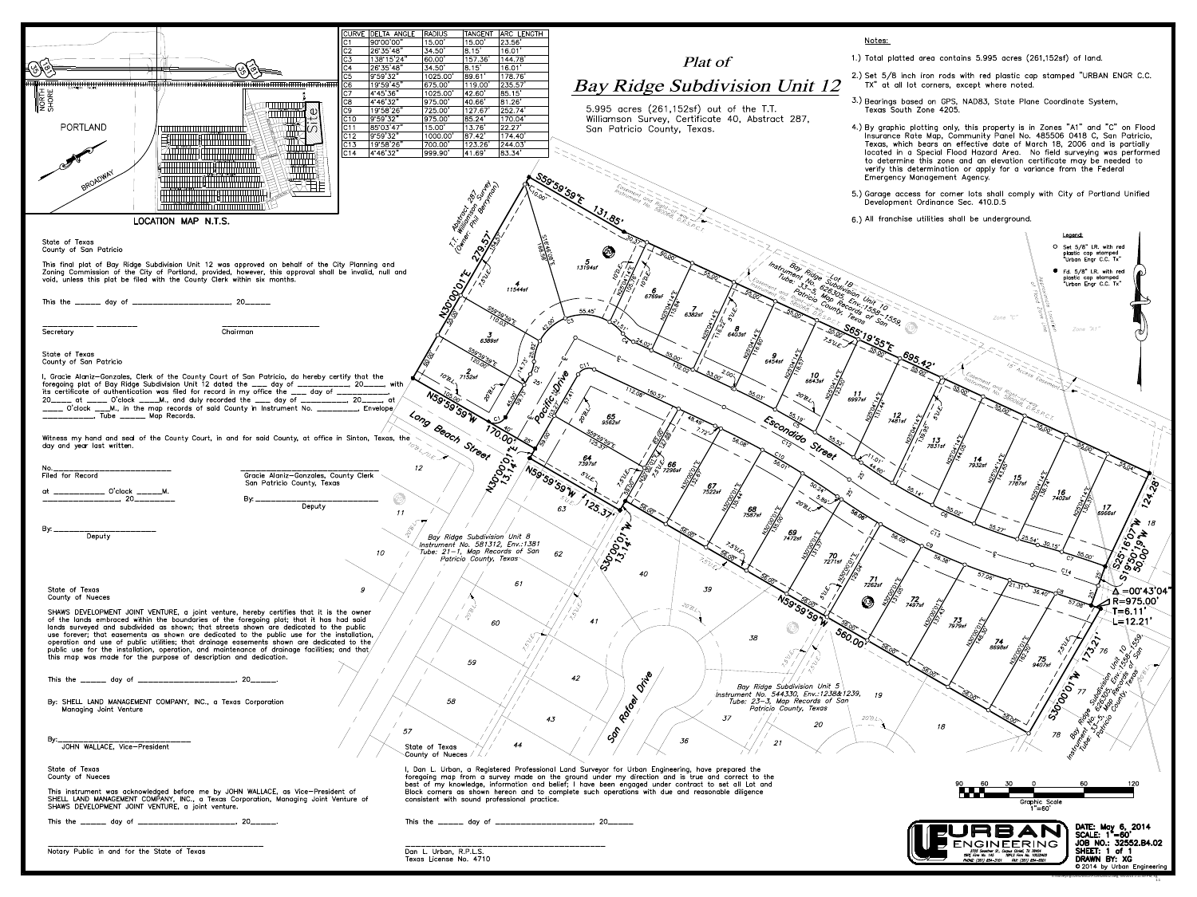| CURVE | DELTA ANGLE | RADIUS | TANGENT | ARC LENGTH |
|---|---|---|---|---|
| C1 | 90°00'00" | 15.00' | 15.00' | 23.56' |
| C2 | 26°35'48" | 34.50' | 8.15' | 16.01' |
| C3 | 138°15'24" | 60.00' | 157.36' | 144.78' |
| C4 | 26°35'48" | 34.50' | 8.15' | 16.01' |
| C5 | 9°59'32" | 1025.00' | 89.61' | 178.76' |
| C6 | 19°59'45" | 675.00' | 119.00' | 235.57' |
| C7 | 4°45'36" | 1025.00' | 42.60' | 85.15' |
| C8 | 4°46'32" | 975.00' | 40.66' | 81.26' |
| C9 | 19°58'26" | 725.00' | 127.67' | 252.74' |
| C10 | 9°59'32" | 975.00' | 85.24' | 170.04' |
| C11 | 85°03'47" | 15.00' | 13.76' | 22.27' |
| C12 | 9°59'32" | 1000.00' | 87.42' | 174.40' |
| C13 | 19°58'26" | 700.00' | 123.26' | 244.03' |
| C14 | 4°46'32" | 999.90' | 41.69' | 83.34' |

# Plat of
# Bay Ridge Subdivision Unit 12

5.995 acres (261,152sf) out of the T.T. Williamson Survey, Certificate 40, Abstract 287, San Patricio County, Texas.

LOCATION MAP N.T.S.

PORTLAND
BROADWAY
NORTH SHORE
Site

**Notes:**

1.) Total platted area contains 5.995 acres (261,152sf) of land.

2.) Set 5/8 inch iron rods with red plastic cap stamped "URBAN ENGR C.C. TX" at all lot corners, except where noted.

3.) Bearings based on GPS, NAD83, State Plane Coordinate System, Texas South Zone 4205.

4.) By graphic plotting only, this property is in Zones "A1" and "C" on Flood Insurance Rate Map, Community Panel No. 485506 0418 C, San Patricio, Texas, which bears an effective date of March 18, 2006 and is partially located in a Special Flood Hazard Area. No field surveying was performed to determine this zone and an elevation certificate may be needed to verify this determination or apply for a variance from the Federal Emergency Management Agency.

5.) Garage access for corner lots shall comply with City of Portland Unified Development Ordinance Sec. 410.D.5

6.) All franchise utilities shall be underground.

Legend:
- Set 5/8" I.R. with red plastic cap stamped "Urban Engr C.C. Tx"
- Fd. 5/8" I.R. with red plastic cap stamped "Urban Engr C.C. Tx"

State of Texas
County of San Patricio

This final plat of Bay Ridge Subdivision Unit 12 was approved on behalf of the City Planning and Zoning Commission of the City of Portland, provided, however, this approval shall be invalid, null and void, unless this plat be filed with the County Clerk within six months.

This the ______ day of ______________________, 20______

Secretary ______________________ Chairman ______________________

State of Texas
County of San Patricio

I, Gracie Alaniz–Gonzales, Clerk of the County Court of San Patricio, do hereby certify that the foregoing plat of Bay Ridge Subdivision Unit 12 dated the ____ day of ____________, 20_____ with its certificate of authentication was filed for record in my office the ____ day of ____________, 20_____ at ______ O'clock ____M., and duly recorded the ____ day of ____________, 20_____, at ______ O'clock ____M., in the map records of said County in Instrument No. __________, Envelope __________, Tube ______ Map Records.

Witness my hand and seal of the County Court, in and for said County, at office in Sinton, Texas, the day and year last written.

No.______________________
Filed for Record

at ____________ O'clock ______M.
______________________, 20________

By: ______________________
Deputy

Gracie Alaniz–Gonzales, County Clerk
San Patricio County, Texas

By: ______________________
Deputy

State of Texas
County of Nueces

SHAWS DEVELOPMENT JOINT VENTURE, a joint venture, hereby certifies that it is the owner of the lands embraced within the boundaries of the foregoing plat; that it has had said lands surveyed and subdivided as shown; that streets shown are dedicated to the public use forever; that easements as shown are dedicated to the public for the installation, operation and use of public utilities; that drainage easements shown are dedicated to the public use for the installation, operation, and maintenance of drainage facilities; and that this map was made for the purpose of description and dedication.

This the ______ day of ______________________, 20______.

By: SHELL LAND MANAGEMENT COMPANY, INC., a Texas Corporation
Managing Joint Venture

By: ______________________
JOHN WALLACE, Vice–President

State of Texas
County of Nueces

This instrument was acknowledged before me by JOHN WALLACE, as Vice–President of SHELL LAND MANAGEMENT COMPANY, INC., a Texas Corporation, Managing Joint Venture of SHAWS DEVELOPMENT JOINT VENTURE, a joint venture.

This the ______ day of ______________________, 20______.

______________________
Notary Public in and for the State of Texas

State of Texas
County of Nueces

I, Dan L. Urban, a Registered Professional Land Surveyor for Urban Engineering, have prepared the foregoing map from a survey made on the ground under my direction and is true and correct to the best of my knowledge, information and belief; I have been engaged under contract to set all Lot and Block corners as shown hereon and to complete such operations with due and reasonable diligence consistent with sound professional practice.

This the ______ day of ______________________, 20______

______________________
Dan L. Urban, R.P.L.S.
Texas License No. 4710

Bay Ridge Subdivision Unit 8, Instrument No. 581312, Env.:1381 Tube: 21–1, Map Records of San Patricio County, Texas

Bay Ridge Subdivision Unit 5, Instrument No. 544330, Env.:1238&1239, Tube: 23–3, Map Records of San Patricio County, Texas

Bay Ridge Subdivision Unit 10, Instrument No. 626305, Env.:1558–1559, Tube: 33–5, Map Records of San Patricio County, Texas

T.T. Williamson Survey, Abstract 287 (Owner: Phil Berryman)

Long Beach Street
Pacific Drive
Escondido Street
San Rafael Drive

Δ =00°43'04"
R=975.00'
T=6.11'
L=12.21'

Graphic Scale 1"=60'

URBAN ENGINEERING

DATE: May 6, 2014
SCALE: 1"=60'
JOB NO.: 32552.B4.02
SHEET: 1 of 1
DRAWN BY: XG
© 2014 by Urban Engineering